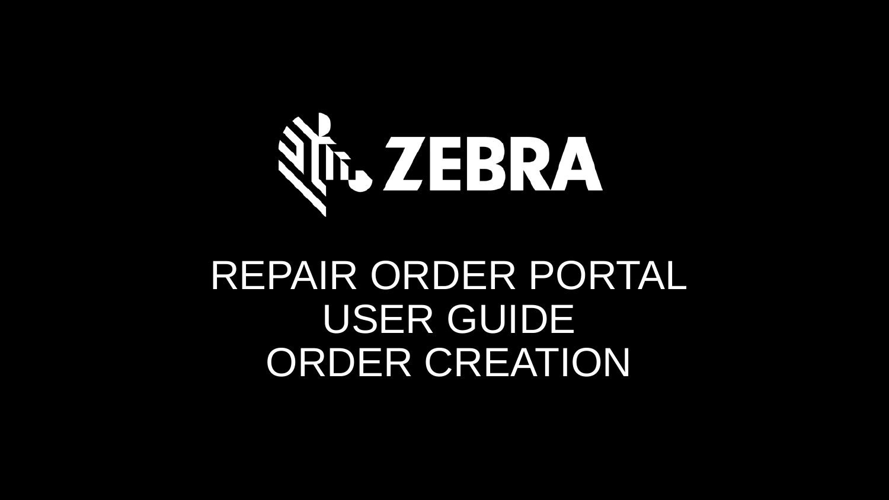ZEBRA

# REPAIR ORDER PORTAL
# USER GUIDE
# ORDER CREATION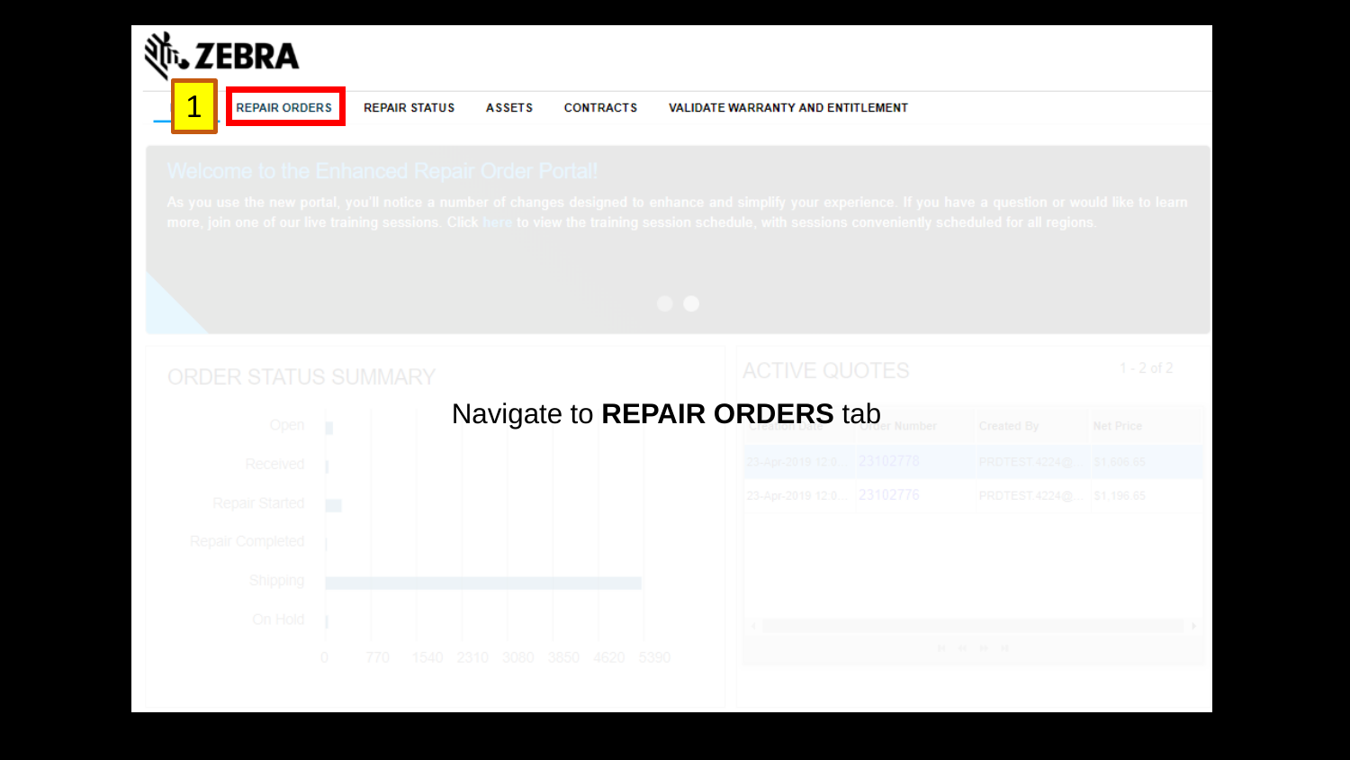1

REPAIR ORDERS　REPAIR STATUS　ASSETS　CONTRACTS　VALIDATE WARRANTY AND ENTITLEMENT

Navigate to **REPAIR ORDERS** tab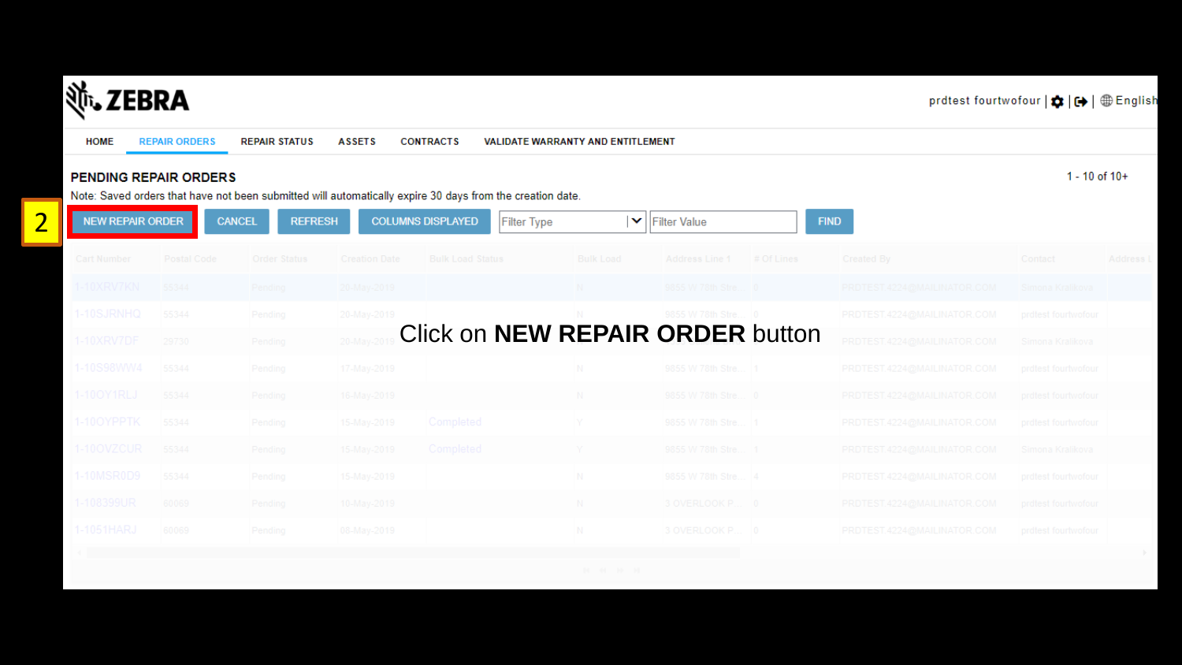2

Click on **NEW REPAIR ORDER** button

ZEBRA

prdtest fourtwofour | English

HOME | REPAIR ORDERS | REPAIR STATUS | ASSETS | CONTRACTS | VALIDATE WARRANTY AND ENTITLEMENT

## PENDING REPAIR ORDERS

1 - 10 of 10+

Note: Saved orders that have not been submitted will automatically expire 30 days from the creation date.

NEW REPAIR ORDER | CANCEL | REFRESH | COLUMNS DISPLAYED | Filter Type | Filter Value | FIND

| Cart Number | Postal Code | Order Status | Creation Date | Bulk Load Status | Bulk Load | Address Line 1 | # Of Lines | Created By | Contact | Address L |
|---|---|---|---|---|---|---|---|---|---|---|
| 1-10XRV7KN | 55344 | Pending | 20-May-2019 | | N | 9855 W 78th Stre... | 0 | PRDTEST.4224@MAILINATOR.COM | Simona Kralikova | |
| 1-10SJRNHQ | 55344 | Pending | 20-May-2019 | | N | 9855 W 78th Stre... | 0 | PRDTEST.4224@MAILINATOR.COM | prdtest fourtwofour | |
| 1-10XRV7DF | 29730 | Pending | 20-May-2019 | | | | | PRDTEST.4224@MAILINATOR.COM | Simona Kralikova | |
| 1-10S98WW4 | 55344 | Pending | 17-May-2019 | | N | 9855 W 78th Stre... | 1 | PRDTEST.4224@MAILINATOR.COM | prdtest fourtwofour | |
| 1-10OY1RLJ | 55344 | Pending | 16-May-2019 | | N | 9855 W 78th Stre... | 0 | PRDTEST.4224@MAILINATOR.COM | prdtest fourtwofour | |
| 1-10OYPPTK | 55344 | Pending | 15-May-2019 | Completed | Y | 9855 W 78th Stre... | 1 | PRDTEST.4224@MAILINATOR.COM | prdtest fourtwofour | |
| 1-10OVZCUR | 55344 | Pending | 15-May-2019 | Completed | Y | 9855 W 78th Stre... | 1 | PRDTEST.4224@MAILINATOR.COM | Simona Kralikova | |
| 1-10MSR0D9 | 55344 | Pending | 15-May-2019 | | N | 9855 W 78th Stre... | 4 | PRDTEST.4224@MAILINATOR.COM | prdtest fourtwofour | |
| 1-108399UR | 60069 | Pending | 10-May-2019 | | N | 3 OVERLOOK P... | 0 | PRDTEST.4224@MAILINATOR.COM | prdtest fourtwofour | |
| 1-1051HARJ | 60069 | Pending | 08-May-2019 | | N | 3 OVERLOOK P... | 0 | PRDTEST.4224@MAILINATOR.COM | prdtest fourtwofour | |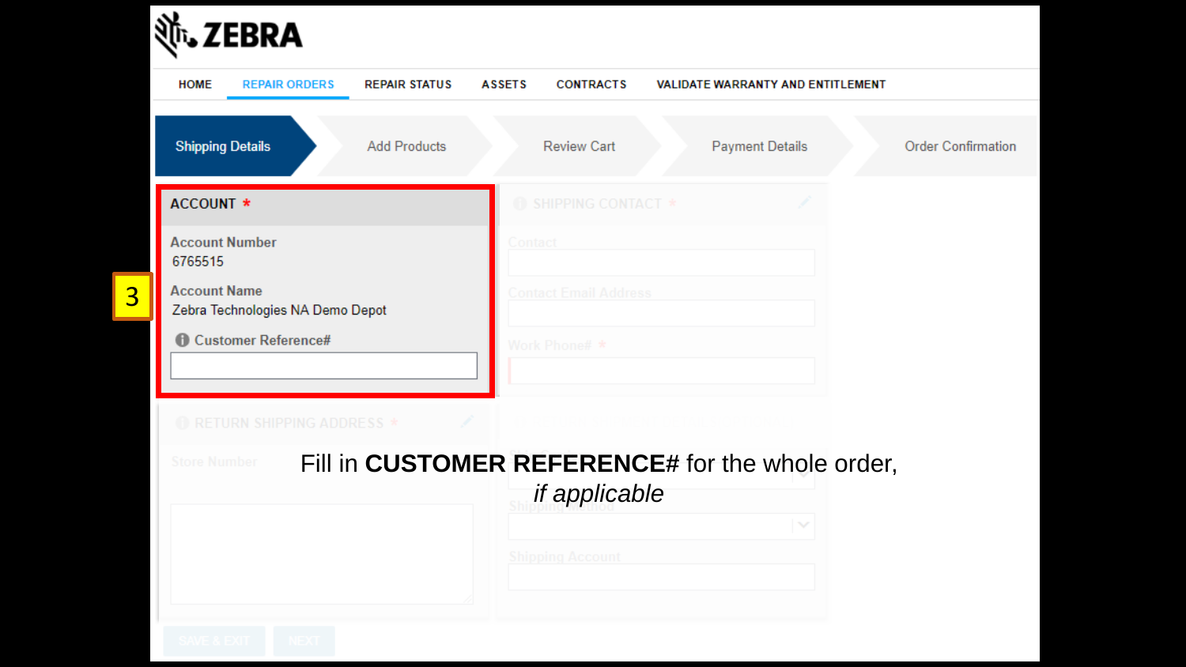ZEBRA

HOME | REPAIR ORDERS | REPAIR STATUS | ASSETS | CONTRACTS | VALIDATE WARRANTY AND ENTITLEMENT

Shipping Details > Add Products > Review Cart > Payment Details > Order Confirmation

3

**ACCOUNT** *

Account Number
6765515

Account Name
Zebra Technologies NA Demo Depot

Customer Reference#

SHIPPING CONTACT *

Contact

Contact Email Address

Work Phone# *

RETURN SHIPPING ADDRESS *

Store Number

Shipping Method

Shipping Account

SAVE & EXIT | NEXT

Fill in **CUSTOMER REFERENCE#** for the whole order, *if applicable*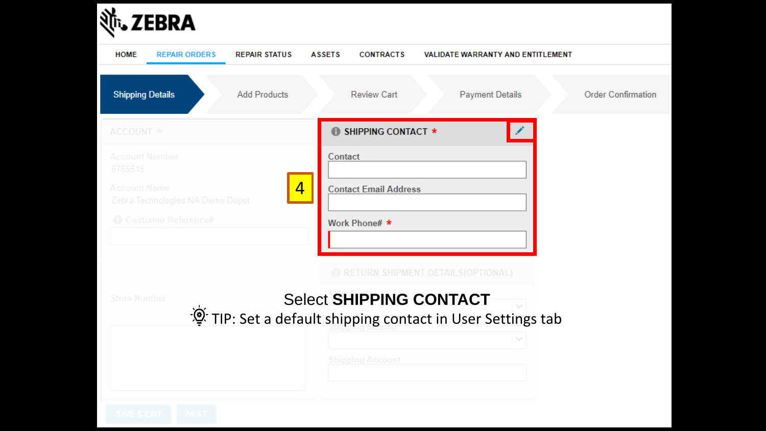**ZEBRA**

HOME | REPAIR ORDERS | REPAIR STATUS | ASSETS | CONTRACTS | VALIDATE WARRANTY AND ENTITLEMENT

Shipping Details > Add Products > Review Cart > Payment Details > Order Confirmation

ACCOUNT *

Account Number
6765515

Account Name
Zebra Technologies NA Demo Depot

Customer Reference#

4

SHIPPING CONTACT *

Contact

Contact Email Address

Work Phone# *

RETURN SHIPMENT DETAILS(OPTIONAL)

Store Number

Shipping Method

Shipping Account

SAVE & EXIT | NEXT

Select **SHIPPING CONTACT**

TIP: Set a default shipping contact in User Settings tab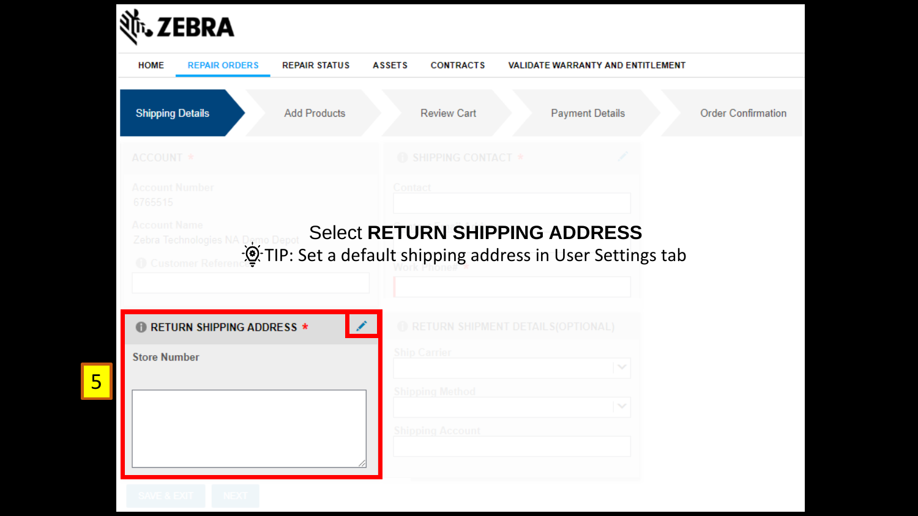5

Select **RETURN SHIPPING ADDRESS**

TIP: Set a default shipping address in User Settings tab

ZEBRA

HOME | REPAIR ORDERS | REPAIR STATUS | ASSETS | CONTRACTS | VALIDATE WARRANTY AND ENTITLEMENT

Shipping Details | Add Products | Review Cart | Payment Details | Order Confirmation

ACCOUNT *

Account Number
6765515

Account Name
Zebra Technologies NA Demo Depot

Customer Reference

SHIPPING CONTACT *

Contact

Work Phone *

RETURN SHIPPING ADDRESS *

Store Number

RETURN SHIPMENT DETAILS(OPTIONAL)

Ship Carrier

Shipping Method

Shipping Account

SAVE & EXIT | NEXT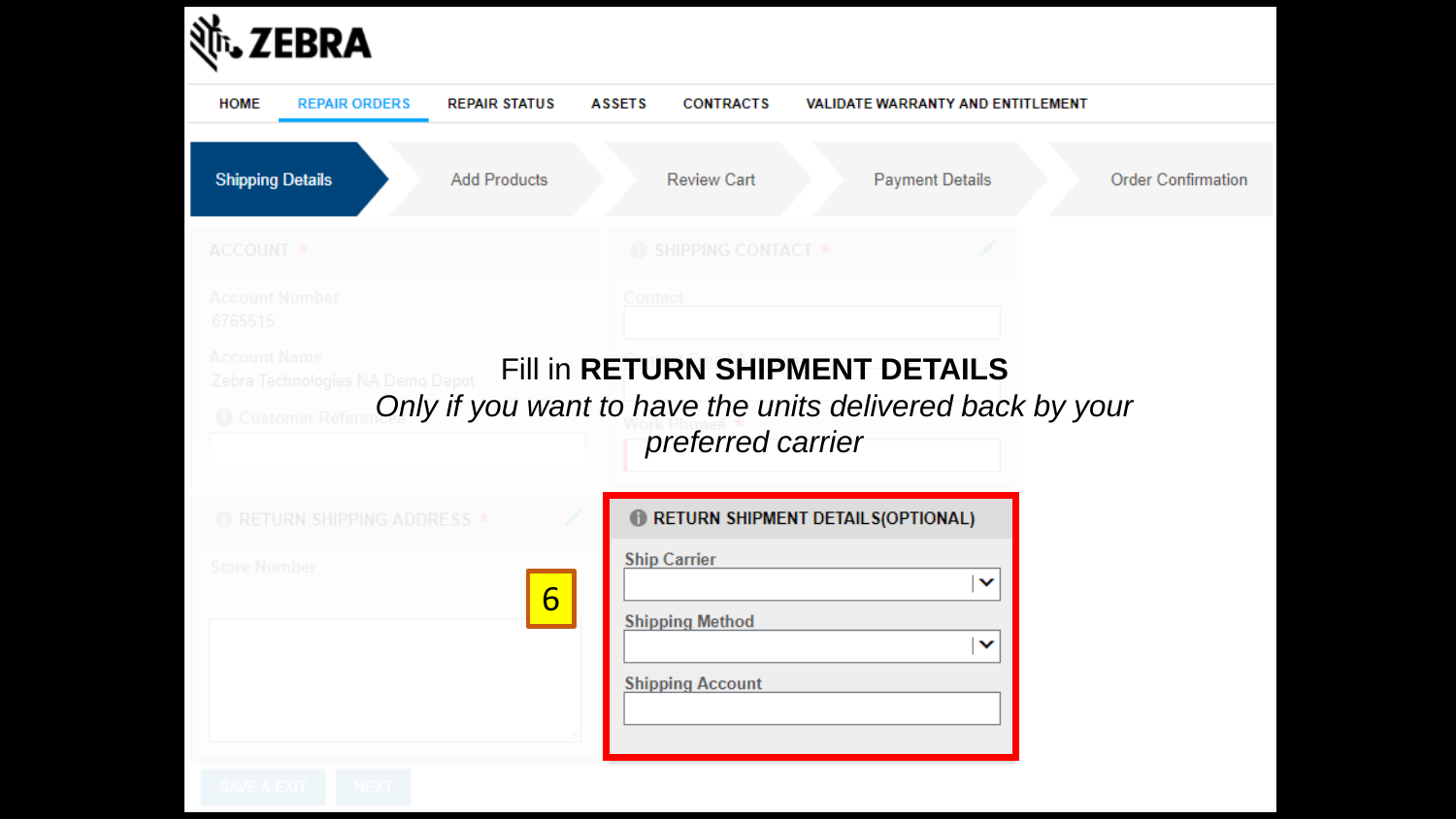ZEBRA

HOME | REPAIR ORDERS | REPAIR STATUS | ASSETS | CONTRACTS | VALIDATE WARRANTY AND ENTITLEMENT

Shipping Details > Add Products > Review Cart > Payment Details > Order Confirmation

ACCOUNT *

Account Number
6765515

Account Name
Zebra Technologies NA Demo Depot

Customer Reference

SHIPPING CONTACT *

Contact

Work Phone# *

Fill in **RETURN SHIPMENT DETAILS**

*Only if you want to have the units delivered back by your preferred carrier*

RETURN SHIPPING ADDRESS *

Store Number

6

**RETURN SHIPMENT DETAILS(OPTIONAL)**

Ship Carrier

Shipping Method

Shipping Account

SAVE & EXIT | NEXT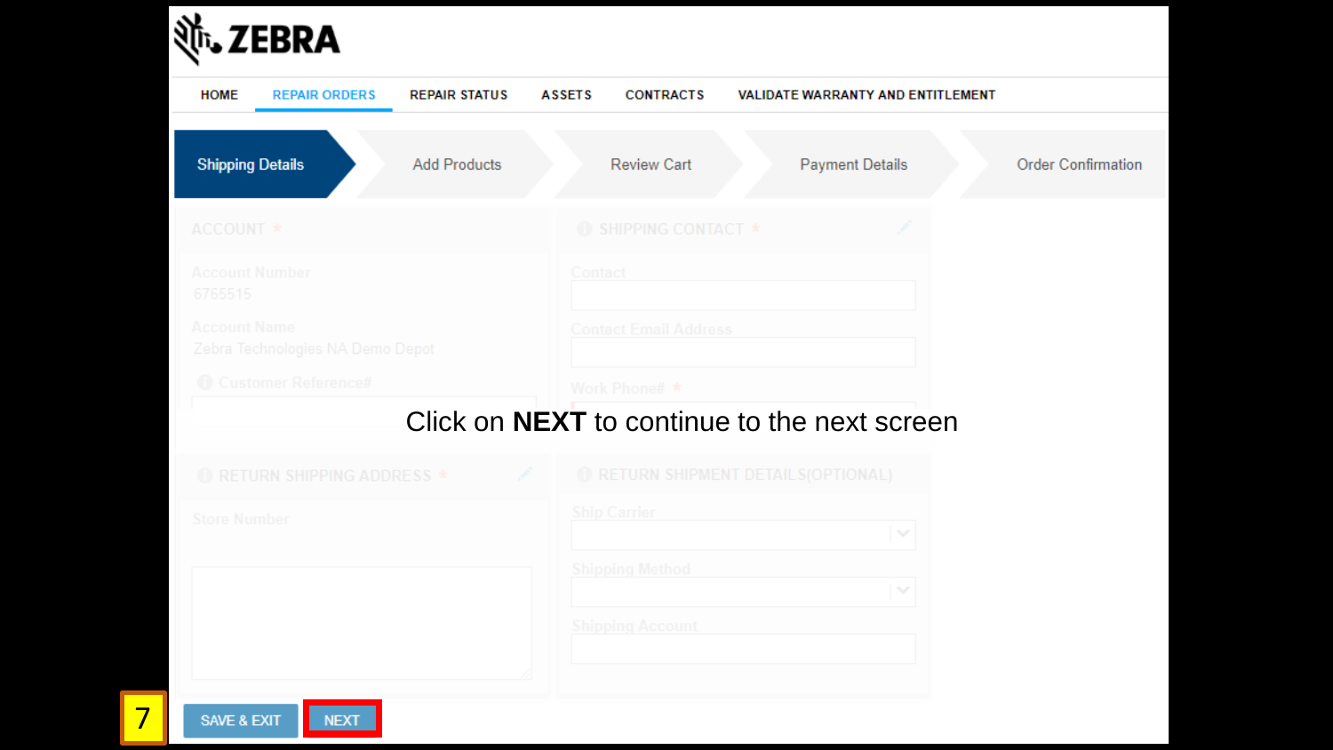ZEBRA

HOME | REPAIR ORDERS | REPAIR STATUS | ASSETS | CONTRACTS | VALIDATE WARRANTY AND ENTITLEMENT

Shipping Details | Add Products | Review Cart | Payment Details | Order Confirmation

ACCOUNT *

Account Number
6765515

Account Name
Zebra Technologies NA Demo Depot

Customer Reference#

SHIPPING CONTACT *

Contact

Contact Email Address

Work Phone# *

Click on **NEXT** to continue to the next screen

RETURN SHIPPING ADDRESS *

Store Number

RETURN SHIPMENT DETAILS(OPTIONAL)

Ship Carrier

Shipping Method

Shipping Account

7

SAVE & EXIT | NEXT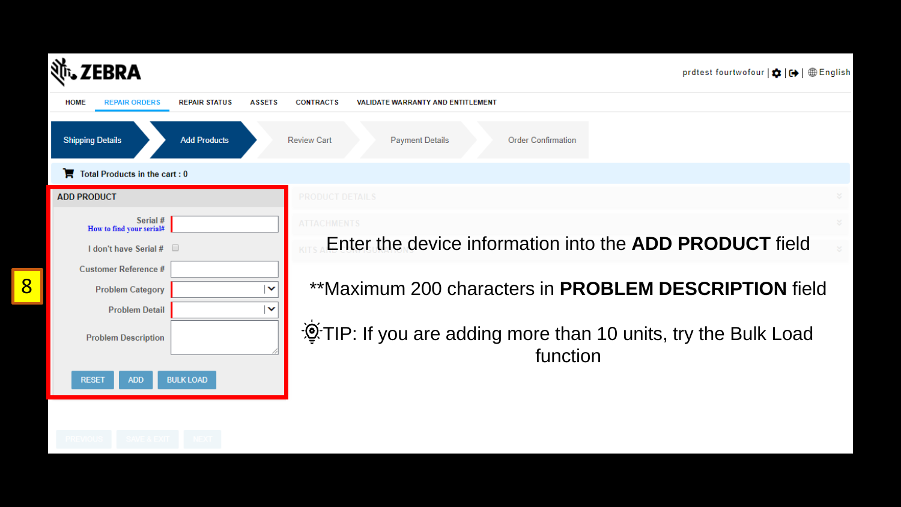8

ZEBRA

prdtest fourtwofour | English

HOME | REPAIR ORDERS | REPAIR STATUS | ASSETS | CONTRACTS | VALIDATE WARRANTY AND ENTITLEMENT

Shipping Details > Add Products > Review Cart > Payment Details > Order Confirmation

Total Products in the cart : 0

ADD PRODUCT

Serial #
How to find your serial#

I don't have Serial #

Customer Reference #

Problem Category

Problem Detail

Problem Description

RESET | ADD | BULK LOAD

PRODUCT DETAILS

ATTACHMENTS

KITS AND CONFIGURATIONS

PREVIOUS | SAVE & EXIT | NEXT

Enter the device information into the **ADD PRODUCT** field

**Maximum 200 characters in **PROBLEM DESCRIPTION** field

TIP: If you are adding more than 10 units, try the Bulk Load function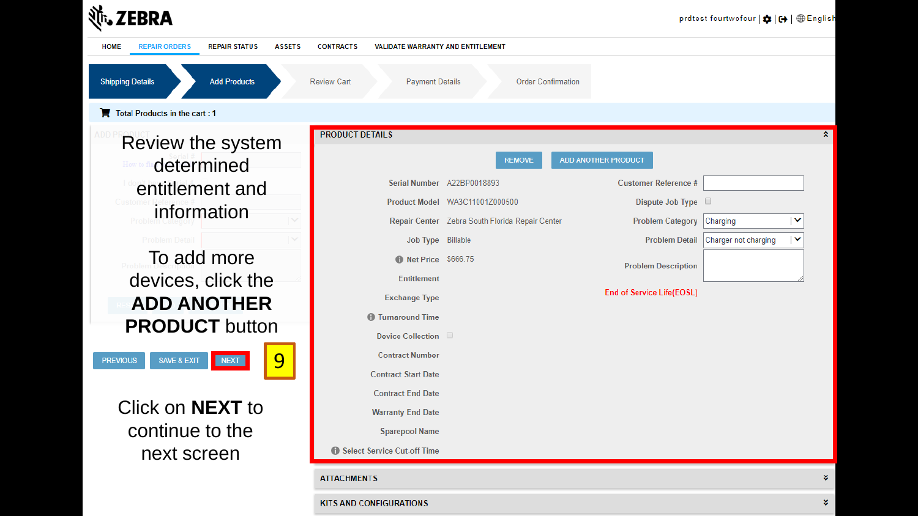ZEBRA

prdtest fourtwofour | English

HOME | REPAIR ORDERS | REPAIR STATUS | ASSETS | CONTRACTS | VALIDATE WARRANTY AND ENTITLEMENT

Shipping Details > Add Products > Review Cart > Payment Details > Order Confirmation

Total Products in the cart : 1

Review the system determined entitlement and information

To add more devices, click the **ADD ANOTHER PRODUCT** button

PREVIOUS | SAVE & EXIT | NEXT

9

Click on **NEXT** to continue to the next screen

## PRODUCT DETAILS

REMOVE | ADD ANOTHER PRODUCT

| | | | |
|---|---|---|---|
| Serial Number | A22BP0018893 | Customer Reference # | |
| Product Model | WA3C11001Z000500 | Dispute Job Type | |
| Repair Center | Zebra South Florida Repair Center | Problem Category | Charging |
| Job Type | Billable | Problem Detail | Charger not charging |
| Net Price | $666.75 | Problem Description | |
| Entitlement | | | End of Service Life(EOSL) |
| Exchange Type | | | |
| Turnaround Time | | | |
| Device Collection | | | |
| Contract Number | | | |
| Contract Start Date | | | |
| Contract End Date | | | |
| Warranty End Date | | | |
| Sparepool Name | | | |
| Select Service Cut-off Time | | | |

ATTACHMENTS

KITS AND CONFIGURATIONS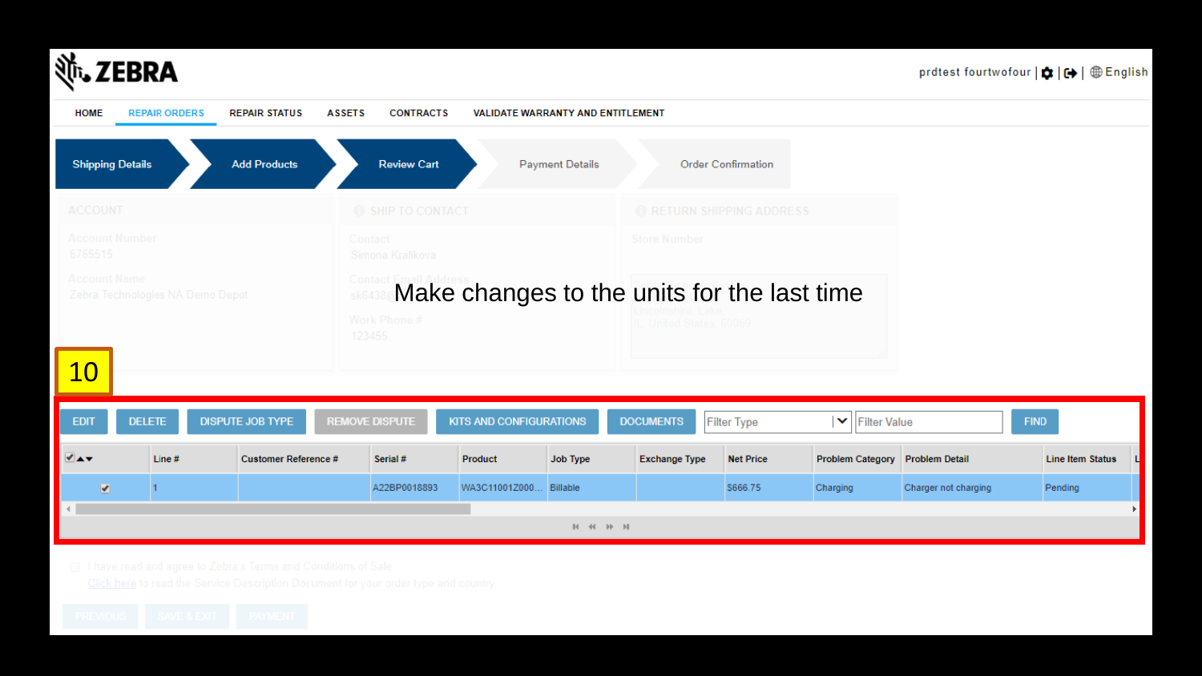ZEBRA

prdtest fourtwofour | English

HOME | REPAIR ORDERS | REPAIR STATUS | ASSETS | CONTRACTS | VALIDATE WARRANTY AND ENTITLEMENT

Shipping Details → Add Products → Review Cart → Payment Details → Order Confirmation

ACCOUNT

Account Number
6765515

Account Name
Zebra Technologies NA Demo Depot

SHIP TO CONTACT

Contact
Simona Kralikova

Contact Email Address
sk6438@

Work Phone #
123455

RETURN SHIPPING ADDRESS

Store Number

Lincolnshire, Lake
IL, United States, 60069

Make changes to the units for the last time

10

EDIT | DELETE | DISPUTE JOB TYPE | REMOVE DISPUTE | KITS AND CONFIGURATIONS | DOCUMENTS | Filter Type | Filter Value | FIND

| | Line # | Customer Reference # | Serial # | Product | Job Type | Exchange Type | Net Price | Problem Category | Problem Detail | Line Item Status |
|---|---|---|---|---|---|---|---|---|---|---|
| ✔ | 1 | | A22BP0018893 | WA3C11001Z000... | Billable | | $666.75 | Charging | Charger not charging | Pending |

I have read and agree to Zebra's Terms and Conditions of Sale.

Click here to read the Service Description Document for your order type and country

PREVIOUS | SAVE & EXIT | PAYMENT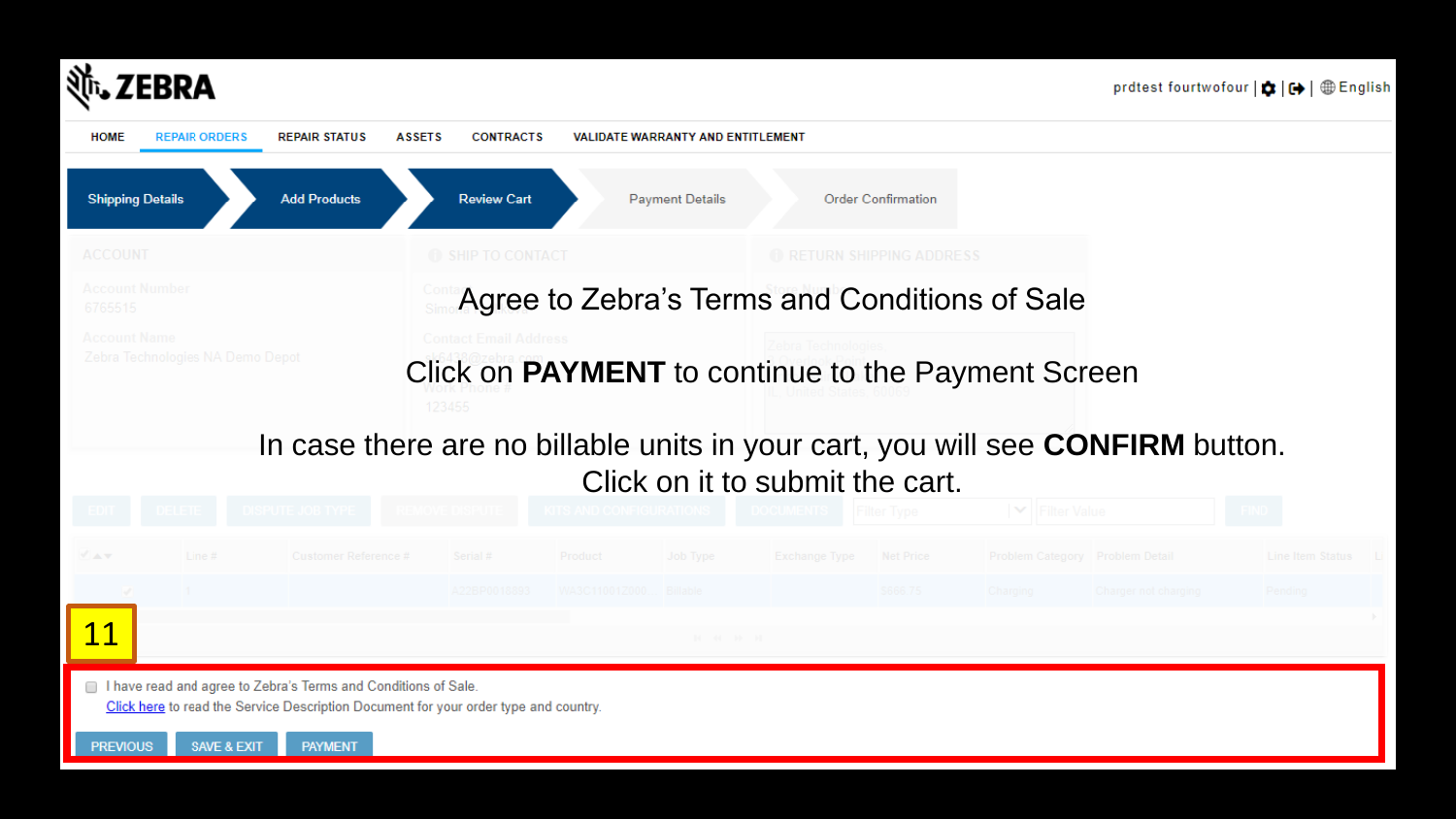Agree to Zebra's Terms and Conditions of Sale

Click on **PAYMENT** to continue to the Payment Screen

In case there are no billable units in your cart, you will see **CONFIRM** button. Click on it to submit the cart.

11

I have read and agree to Zebra's Terms and Conditions of Sale.

Click here to read the Service Description Document for your order type and country.

PREVIOUS SAVE & EXIT PAYMENT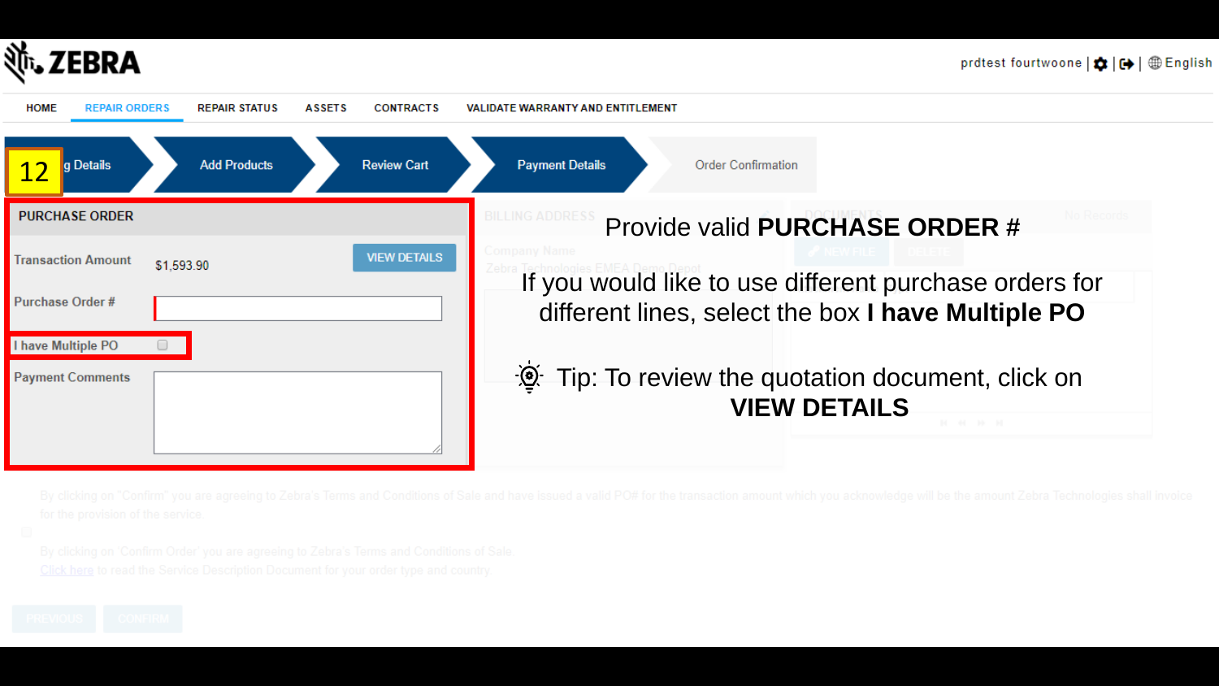ZEBRA

prdtest fourtwoone | English

HOME | REPAIR ORDERS | REPAIR STATUS | ASSETS | CONTRACTS | VALIDATE WARRANTY AND ENTITLEMENT

12

g Details > Add Products > Review Cart > Payment Details > Order Confirmation

**PURCHASE ORDER**

Transaction Amount $1,593.90 VIEW DETAILS

Purchase Order #

I have Multiple PO

Payment Comments

BILLING ADDRESS

Company Name

Zebra Technologies EMEA Demo Depot

DOCUMENTS No Records

NEW FILE DELETE

Provide valid **PURCHASE ORDER #**

If you would like to use different purchase orders for different lines, select the box **I have Multiple PO**

Tip: To review the quotation document, click on **VIEW DETAILS**

By clicking on "Confirm" you are agreeing to Zebra's Terms and Conditions of Sale and have issued a valid PO# for the transaction amount which you acknowledge will be the amount Zebra Technologies shall invoice for the provision of the service.

By clicking on 'Confirm Order' you are agreeing to Zebra's Terms and Conditions of Sale.

Click here to read the Service Description Document for your order type and country.

PREVIOUS CONFIRM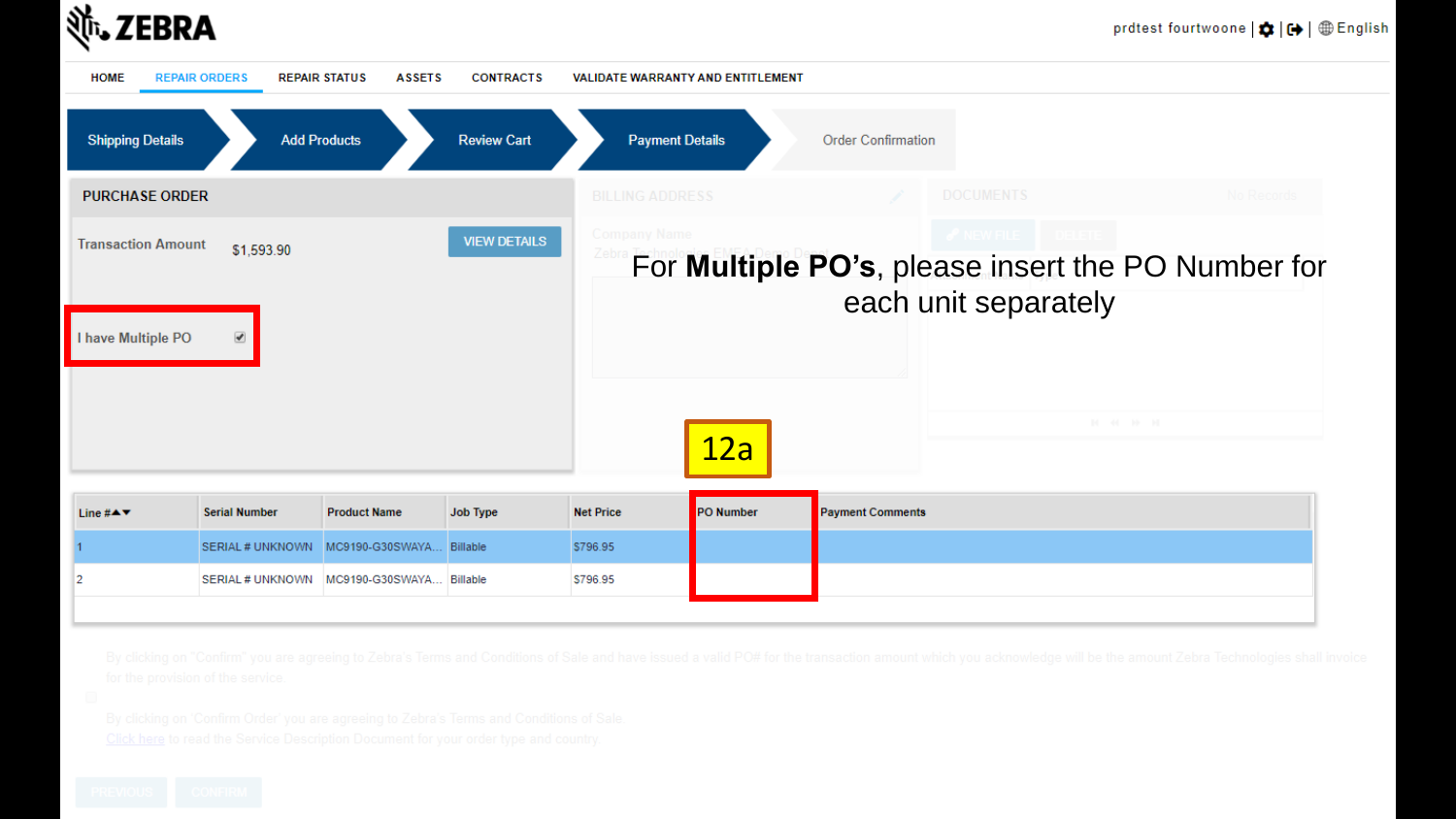HOME | REPAIR ORDERS | REPAIR STATUS | ASSETS | CONTRACTS | VALIDATE WARRANTY AND ENTITLEMENT

Shipping Details → Add Products → Review Cart → Payment Details → Order Confirmation

**PURCHASE ORDER**

Transaction Amount $1,593.90

VIEW DETAILS

I have Multiple PO ☑

For **Multiple PO's**, please insert the PO Number for each unit separately

12a

| Line # | Serial Number | Product Name | Job Type | Net Price | PO Number | Payment Comments |
|---|---|---|---|---|---|---|
| 1 | SERIAL # UNKNOWN | MC9190-G30SWAYA... | Billable | $796.95 | | |
| 2 | SERIAL # UNKNOWN | MC9190-G30SWAYA... | Billable | $796.95 | | |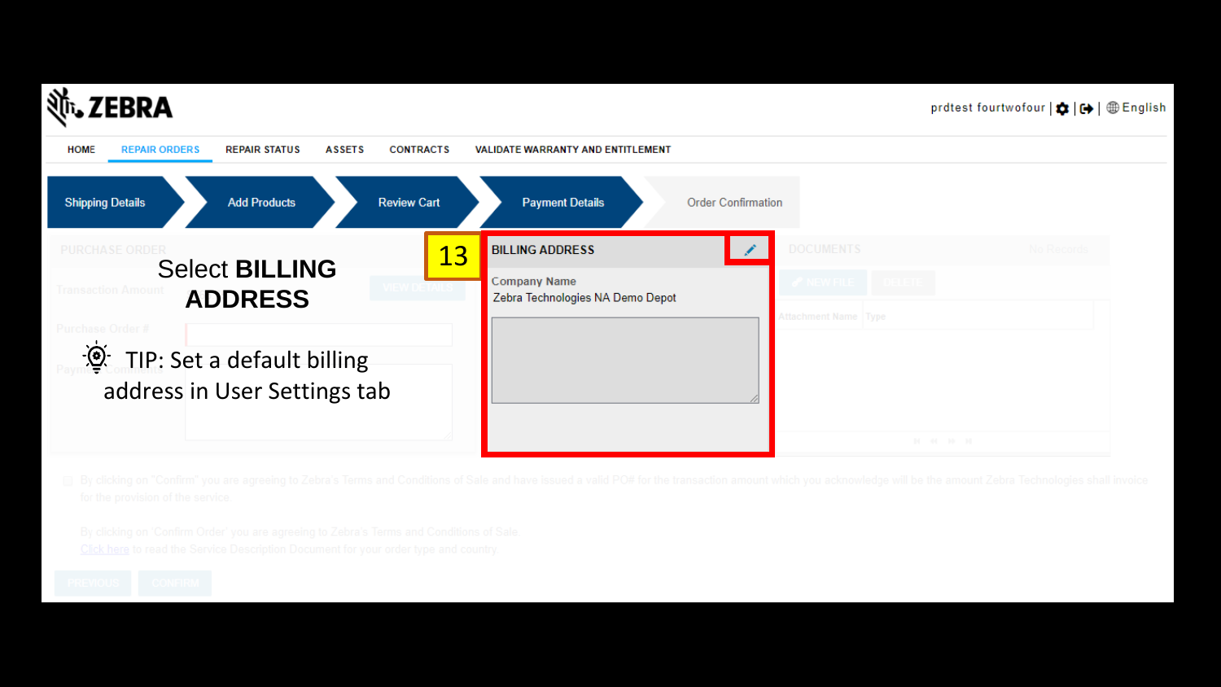ZEBRA

prdtest fourtwofour | English

HOME | REPAIR ORDERS | REPAIR STATUS | ASSETS | CONTRACTS | VALIDATE WARRANTY AND ENTITLEMENT

Shipping Details > Add Products > Review Cart > Payment Details > Order Confirmation

Select **BILLING ADDRESS**

TIP: Set a default billing address in User Settings tab

13

**BILLING ADDRESS**

Company Name

Zebra Technologies NA Demo Depot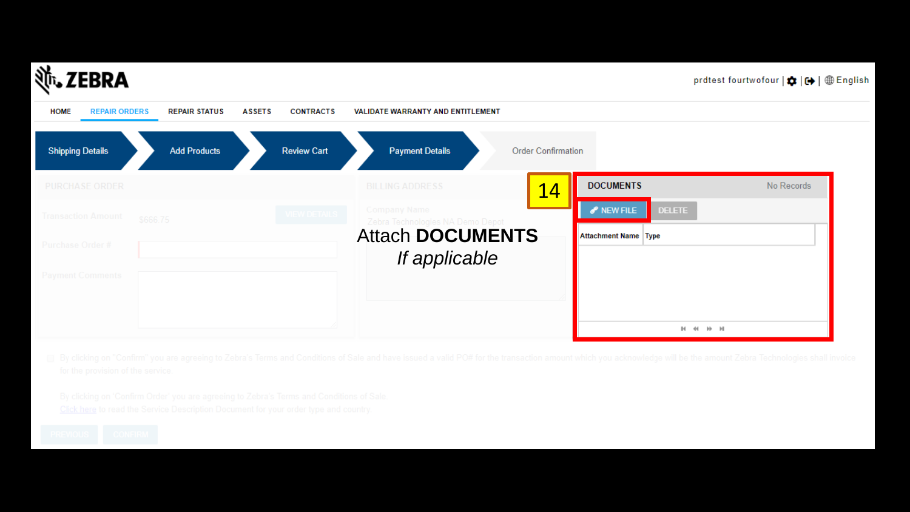prdtest fourtwofour | English

HOME | REPAIR ORDERS | REPAIR STATUS | ASSETS | CONTRACTS | VALIDATE WARRANTY AND ENTITLEMENT

Shipping Details > Add Products > Review Cart > Payment Details > Order Confirmation

PURCHASE ORDER

Transaction Amount $666.75 VIEW DETAILS

Purchase Order #

Payment Comments

BILLING ADDRESS

Company Name

Zebra Technologies NA Demo Depot

14

DOCUMENTS No Records

NEW FILE DELETE

| Attachment Name | Type |
|---|---|

Attach **DOCUMENTS**

*If applicable*

By clicking on "Confirm" you are agreeing to Zebra's Terms and Conditions of Sale and have issued a valid PO# for the transaction amount which you acknowledge will be the amount Zebra Technologies shall invoice for the provision of the service.

By clicking on 'Confirm Order' you are agreeing to Zebra's Terms and Conditions of Sale.

Click here to read the Service Description Document for your order type and country.

PREVIOUS CONFIRM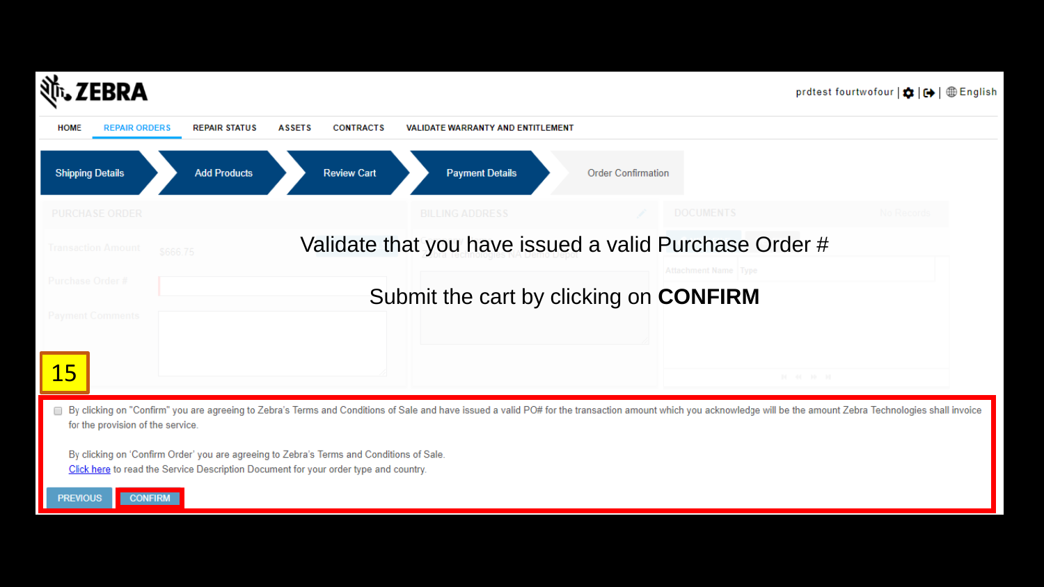ZEBRA

prdtest fourtwofour | English

HOME | REPAIR ORDERS | REPAIR STATUS | ASSETS | CONTRACTS | VALIDATE WARRANTY AND ENTITLEMENT

Shipping Details > Add Products > Review Cart > Payment Details > Order Confirmation

Validate that you have issued a valid Purchase Order #

Submit the cart by clicking on **CONFIRM**

15

By clicking on "Confirm" you are agreeing to Zebra's Terms and Conditions of Sale and have issued a valid PO# for the transaction amount which you acknowledge will be the amount Zebra Technologies shall invoice for the provision of the service.

By clicking on 'Confirm Order' you are agreeing to Zebra's Terms and Conditions of Sale.
Click here to read the Service Description Document for your order type and country.

PREVIOUS | CONFIRM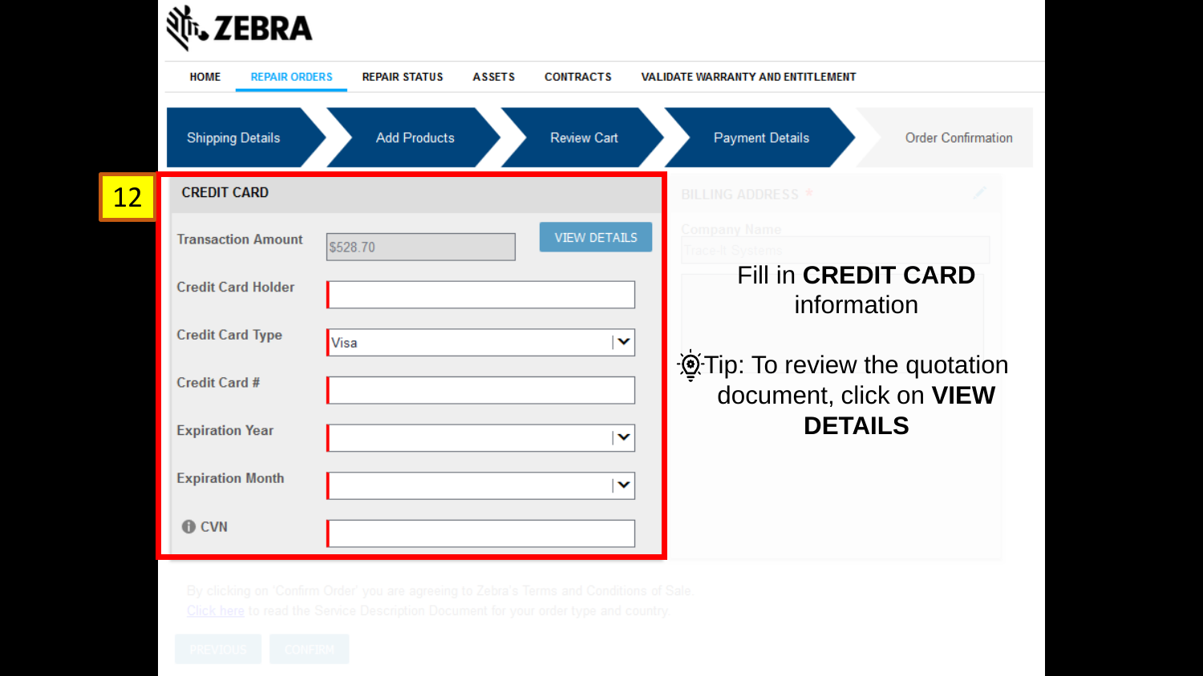ZEBRA

HOME | REPAIR ORDERS | REPAIR STATUS | ASSETS | CONTRACTS | VALIDATE WARRANTY AND ENTITLEMENT

Shipping Details > Add Products > Review Cart > Payment Details > Order Confirmation

12

**CREDIT CARD**

| | |
|---|---|
| Transaction Amount | $528.70 |
| Credit Card Holder | |
| Credit Card Type | Visa |
| Credit Card # | |
| Expiration Year | |
| Expiration Month | |
| CVN | |

VIEW DETAILS

BILLING ADDRESS *

Company Name

Trace-It Systems

Fill in **CREDIT CARD** information

Tip: To review the quotation document, click on **VIEW DETAILS**

By clicking on 'Confirm Order' you are agreeing to Zebra's Terms and Conditions of Sale.
Click here to read the Service Description Document for your order type and country.

PREVIOUS CONFIRM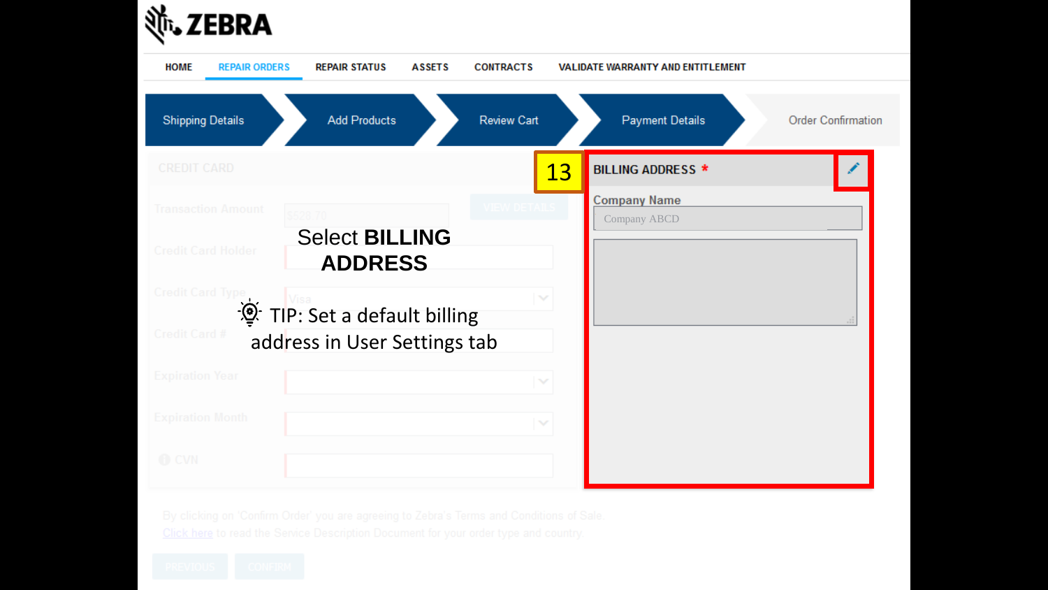ZEBRA

HOME | REPAIR ORDERS | REPAIR STATUS | ASSETS | CONTRACTS | VALIDATE WARRANTY AND ENTITLEMENT

Shipping Details > Add Products > Review Cart > Payment Details > Order Confirmation

13

Select **BILLING ADDRESS**

TIP: Set a default billing address in User Settings tab

CREDIT CARD

Transaction Amount: $528.70 | VIEW DETAILS

Credit Card Holder

Credit Card Type: Visa

Credit Card #

Expiration Year

Expiration Month

CVN

**BILLING ADDRESS** *

Company Name

Company ABCD

By clicking on 'Confirm Order' you are agreeing to Zebra's Terms and Conditions of Sale.
Click here to read the Service Description Document for your order type and country.

PREVIOUS | CONFIRM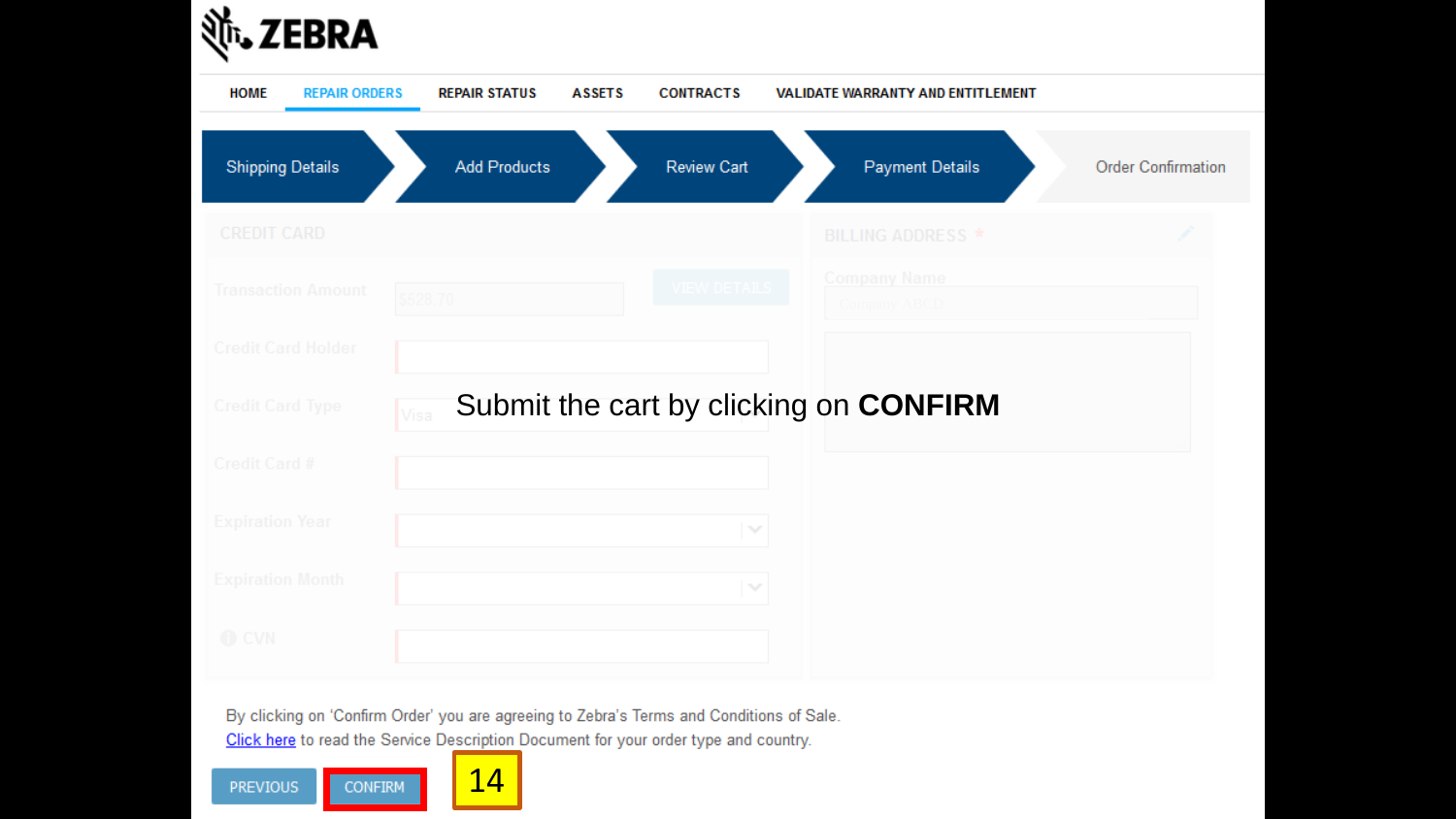ZEBRA

HOME | REPAIR ORDERS | REPAIR STATUS | ASSETS | CONTRACTS | VALIDATE WARRANTY AND ENTITLEMENT

Shipping Details > Add Products > Review Cart > Payment Details > Order Confirmation

CREDIT CARD

Transaction Amount $528.70 VIEW DETAILS

Credit Card Holder

Credit Card Type Visa

Credit Card #

Expiration Year

Expiration Month

CVN

BILLING ADDRESS *

Company Name

Company ABCD

Submit the cart by clicking on **CONFIRM**

By clicking on 'Confirm Order' you are agreeing to Zebra's Terms and Conditions of Sale.
Click here to read the Service Description Document for your order type and country.

PREVIOUS | CONFIRM

14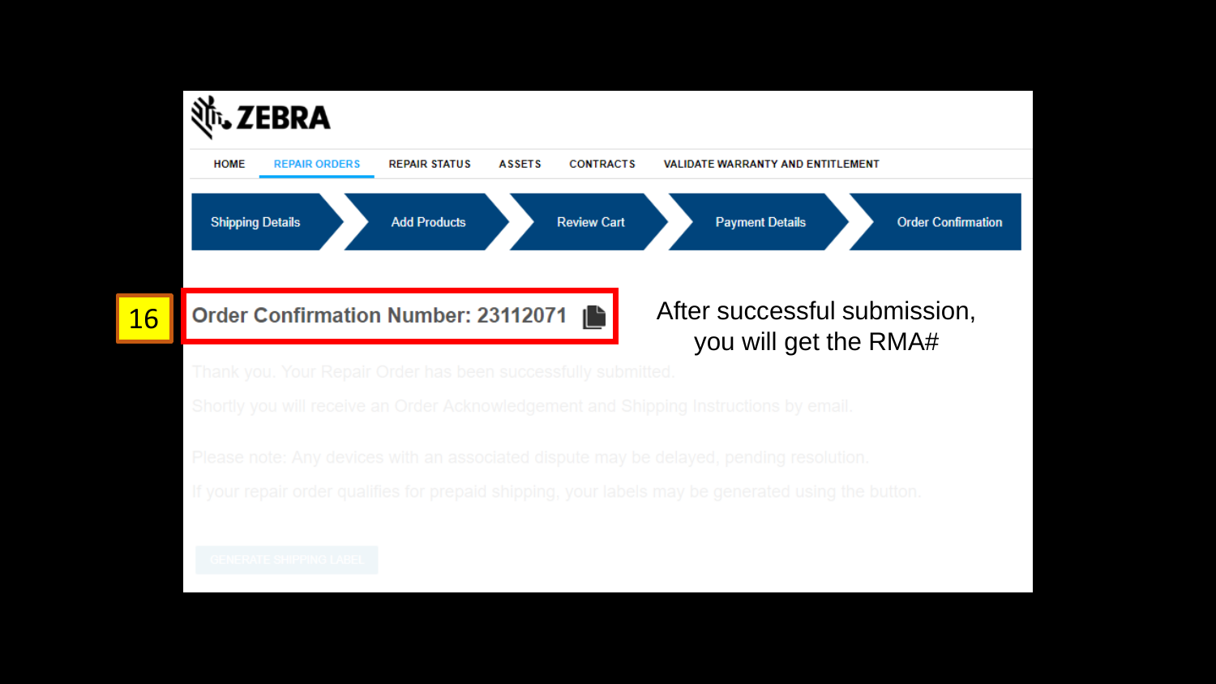ZEBRA

HOME | REPAIR ORDERS | REPAIR STATUS | ASSETS | CONTRACTS | VALIDATE WARRANTY AND ENTITLEMENT

Shipping Details → Add Products → Review Cart → Payment Details → Order Confirmation

16

**Order Confirmation Number: 23112071**

After successful submission, you will get the RMA#

Thank you. Your Repair Order has been successfully submitted.

Shortly you will receive an Order Acknowledgement and Shipping Instructions by email.

Please note: Any devices with an associated dispute may be delayed, pending resolution.

If your repair order qualifies for prepaid shipping, your labels may be generated using the button.

GENERATE SHIPPING LABEL